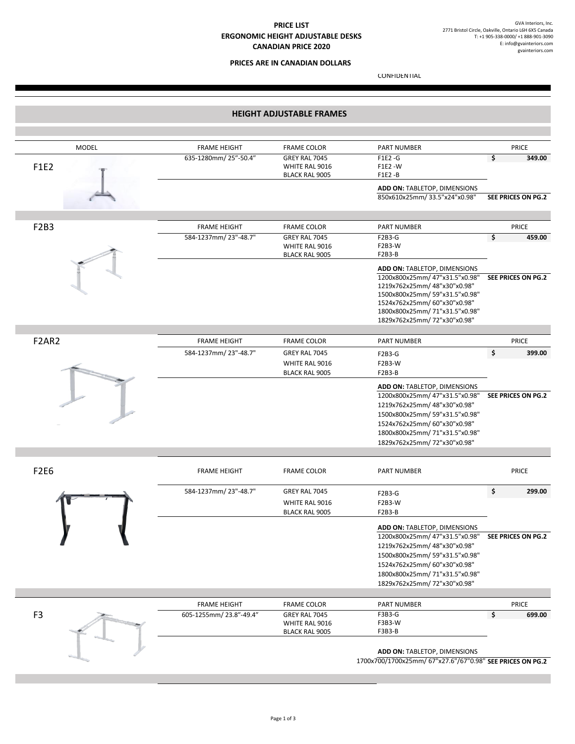**PRICE LIST**
**ERGONOMIC HEIGHT ADJUSTABLE DESKS**
**CANADIAN PRICE 2020**

**PRICES ARE IN CANADIAN DOLLARS**

GVA Interiors, Inc.
2771 Bristol Circle, Oakville, Ontario L6H 6X5 Canada
T: +1 905-338-0000/ +1 888-901-3090
E: info@gvainteriors.com
gvainteriors.com

CONFIDENTIAL

## HEIGHT ADJUSTABLE FRAMES

| MODEL | FRAME HEIGHT | FRAME COLOR | PART NUMBER | PRICE |
|---|---|---|---|---|
| F1E2 | 635-1280mm/ 25”-50.4” | GREY RAL 7045<br>WHITE RAL 9016<br>BLACK RAL 9005 | F1E2 -G<br>F1E2 -W<br>F1E2 -B | $ 349.00 |
| | | | **ADD ON:** TABLETOP, DIMENSIONS<br>850x610x25mm/ 33.5"x24"x0.98" | **SEE PRICES ON PG.2** |
| F2B3 | 584-1237mm/ 23"-48.7" | GREY RAL 7045<br>WHITE RAL 9016<br>BLACK RAL 9005 | F2B3-G<br>F2B3-W<br>F2B3-B | $ 459.00 |
| | | | **ADD ON:** TABLETOP, DIMENSIONS<br>1200x800x25mm/ 47"x31.5"x0.98"<br>1219x762x25mm/ 48"x30"x0.98"<br>1500x800x25mm/ 59"x31.5"x0.98"<br>1524x762x25mm/ 60"x30"x0.98"<br>1800x800x25mm/ 71"x31.5"x0.98"<br>1829x762x25mm/ 72"x30"x0.98" | **SEE PRICES ON PG.2** |
| F2AR2 | 584-1237mm/ 23"-48.7" | GREY RAL 7045<br>WHITE RAL 9016<br>BLACK RAL 9005 | F2B3-G<br>F2B3-W<br>F2B3-B | $ 399.00 |
| | | | **ADD ON:** TABLETOP, DIMENSIONS<br>1200x800x25mm/ 47"x31.5"x0.98"<br>1219x762x25mm/ 48"x30"x0.98"<br>1500x800x25mm/ 59"x31.5"x0.98"<br>1524x762x25mm/ 60"x30"x0.98"<br>1800x800x25mm/ 71"x31.5"x0.98"<br>1829x762x25mm/ 72"x30"x0.98" | **SEE PRICES ON PG.2** |
| F2E6 | 584-1237mm/ 23"-48.7" | GREY RAL 7045<br>WHITE RAL 9016<br>BLACK RAL 9005 | F2B3-G<br>F2B3-W<br>F2B3-B | $ 299.00 |
| | | | **ADD ON:** TABLETOP, DIMENSIONS<br>1200x800x25mm/ 47"x31.5"x0.98"<br>1219x762x25mm/ 48"x30"x0.98"<br>1500x800x25mm/ 59"x31.5"x0.98"<br>1524x762x25mm/ 60"x30"x0.98"<br>1800x800x25mm/ 71"x31.5"x0.98"<br>1829x762x25mm/ 72"x30"x0.98" | **SEE PRICES ON PG.2** |
| F3 | 605-1255mm/ 23.8”-49.4” | GREY RAL 7045<br>WHITE RAL 9016<br>BLACK RAL 9005 | F3B3-G<br>F3B3-W<br>F3B3-B | $ 699.00 |
| | | | **ADD ON:** TABLETOP, DIMENSIONS<br>1700x700/1700x25mm/ 67"x27.6"/67"0.98" | **SEE PRICES ON PG.2** |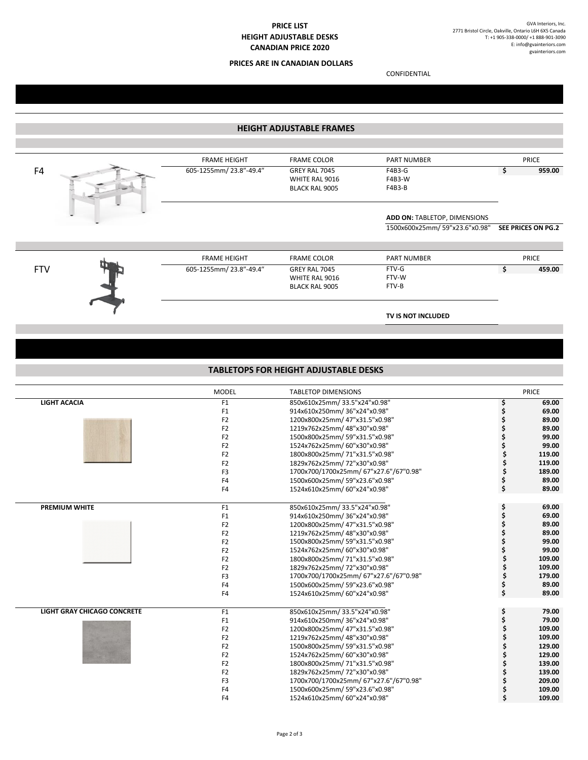# PRICE LIST
## HEIGHT ADJUSTABLE DESKS
## CANADIAN PRICE 2020

**PRICES ARE IN CANADIAN DOLLARS**

GVA Interiors, Inc.
2771 Bristol Circle, Oakville, Ontario L6H 6X5 Canada
T: +1 905-338-0000/ +1 888-901-3090
E: info@gvainteriors.com
gvainteriors.com

CONFIDENTIAL

## HEIGHT ADJUSTABLE FRAMES

| | FRAME HEIGHT | FRAME COLOR | PART NUMBER | PRICE |
|---|---|---|---|---|
| F4 | 605-1255mm/ 23.8"-49.4" | GREY RAL 7045 | F4B3-G | $ 959.00 |
| | | WHITE RAL 9016 | F4B3-W | |
| | | BLACK RAL 9005 | F4B3-B | |

**ADD ON:** TABLETOP, DIMENSIONS
1500x600x25mm/ 59"x23.6"x0.98" **SEE PRICES ON PG.2**

| | FRAME HEIGHT | FRAME COLOR | PART NUMBER | PRICE |
|---|---|---|---|---|
| FTV | 605-1255mm/ 23.8"-49.4" | GREY RAL 7045 | FTV-G | $ 459.00 |
| | | WHITE RAL 9016 | FTV-W | |
| | | BLACK RAL 9005 | FTV-B | |

**TV IS NOT INCLUDED**

## TABLETOPS FOR HEIGHT ADJUSTABLE DESKS

| | MODEL | TABLETOP DIMENSIONS | PRICE |
|---|---|---|---|
| **LIGHT ACACIA** | F1 | 850x610x25mm/ 33.5"x24"x0.98" | $ 69.00 |
| | F1 | 914x610x250mm/ 36"x24"x0.98" | $ 69.00 |
| | F2 | 1200x800x25mm/ 47"x31.5"x0.98" | $ 89.00 |
| | F2 | 1219x762x25mm/ 48"x30"x0.98" | $ 89.00 |
| | F2 | 1500x800x25mm/ 59"x31.5"x0.98" | $ 99.00 |
| | F2 | 1524x762x25mm/ 60"x30"x0.98" | $ 99.00 |
| | F2 | 1800x800x25mm/ 71"x31.5"x0.98" | $ 119.00 |
| | F2 | 1829x762x25mm/ 72"x30"x0.98" | $ 119.00 |
| | F3 | 1700x700/1700x25mm/ 67"x27.6"/67"0.98" | $ 189.00 |
| | F4 | 1500x600x25mm/ 59"x23.6"x0.98" | $ 89.00 |
| | F4 | 1524x610x25mm/ 60"x24"x0.98" | $ 89.00 |
| **PREMIUM WHITE** | F1 | 850x610x25mm/ 33.5"x24"x0.98" | $ 69.00 |
| | F1 | 914x610x250mm/ 36"x24"x0.98" | $ 69.00 |
| | F2 | 1200x800x25mm/ 47"x31.5"x0.98" | $ 89.00 |
| | F2 | 1219x762x25mm/ 48"x30"x0.98" | $ 89.00 |
| | F2 | 1500x800x25mm/ 59"x31.5"x0.98" | $ 99.00 |
| | F2 | 1524x762x25mm/ 60"x30"x0.98" | $ 99.00 |
| | F2 | 1800x800x25mm/ 71"x31.5"x0.98" | $ 109.00 |
| | F2 | 1829x762x25mm/ 72"x30"x0.98" | $ 109.00 |
| | F3 | 1700x700/1700x25mm/ 67"x27.6"/67"0.98" | $ 179.00 |
| | F4 | 1500x600x25mm/ 59"x23.6"x0.98" | $ 89.00 |
| | F4 | 1524x610x25mm/ 60"x24"x0.98" | $ 89.00 |
| **LIGHT GRAY CHICAGO CONCRETE** | F1 | 850x610x25mm/ 33.5"x24"x0.98" | $ 79.00 |
| | F1 | 914x610x250mm/ 36"x24"x0.98" | $ 79.00 |
| | F2 | 1200x800x25mm/ 47"x31.5"x0.98" | $ 109.00 |
| | F2 | 1219x762x25mm/ 48"x30"x0.98" | $ 109.00 |
| | F2 | 1500x800x25mm/ 59"x31.5"x0.98" | $ 129.00 |
| | F2 | 1524x762x25mm/ 60"x30"x0.98" | $ 129.00 |
| | F2 | 1800x800x25mm/ 71"x31.5"x0.98" | $ 139.00 |
| | F2 | 1829x762x25mm/ 72"x30"x0.98" | $ 139.00 |
| | F3 | 1700x700/1700x25mm/ 67"x27.6"/67"0.98" | $ 209.00 |
| | F4 | 1500x600x25mm/ 59"x23.6"x0.98" | $ 109.00 |
| | F4 | 1524x610x25mm/ 60"x24"x0.98" | $ 109.00 |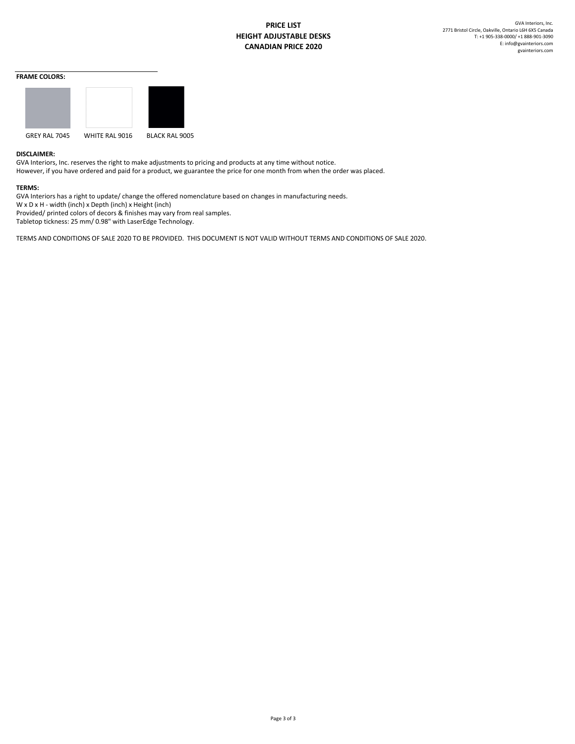# PRICE LIST
# HEIGHT ADJUSTABLE DESKS
# CANADIAN PRICE 2020

GVA Interiors, Inc.
2771 Bristol Circle, Oakville, Ontario L6H 6X5 Canada
T: +1 905-338-0000/ +1 888-901-3090
E: info@gvainteriors.com
gvainteriors.com

**FRAME COLORS:**

GREY RAL 7045 WHITE RAL 9016 BLACK RAL 9005

**DISCLAIMER:**

GVA Interiors, Inc. reserves the right to make adjustments to pricing and products at any time without notice.
However, if you have ordered and paid for a product, we guarantee the price for one month from when the order was placed.

**TERMS:**

GVA Interiors has a right to update/ change the offered nomenclature based on changes in manufacturing needs.
W x D x H - width (inch) x Depth (inch) x Height (inch)
Provided/ printed colors of decors & finishes may vary from real samples.
Tabletop tickness: 25 mm/ 0.98" with LaserEdge Technology.

TERMS AND CONDITIONS OF SALE 2020 TO BE PROVIDED. THIS DOCUMENT IS NOT VALID WITHOUT TERMS AND CONDITIONS OF SALE 2020.